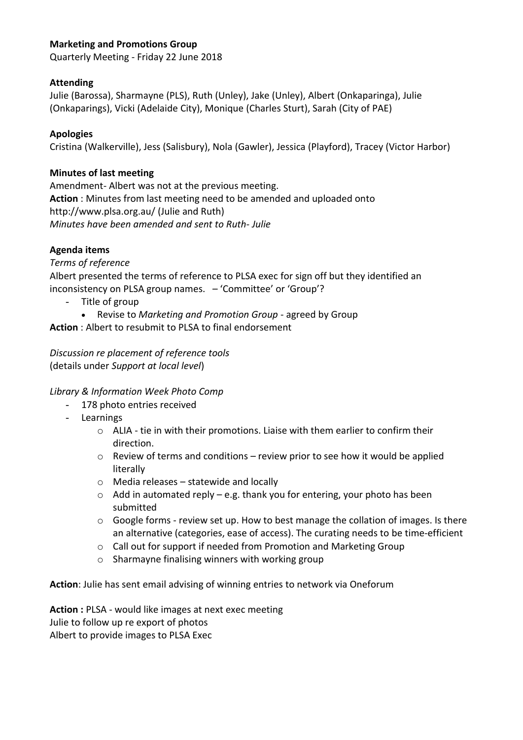**Marketing and Promotions Group**

Quarterly Meeting - Friday 22 June 2018

**Attending**

Julie (Barossa), Sharmayne (PLS), Ruth (Unley), Jake (Unley), Albert (Onkaparinga), Julie (Onkaparings), Vicki (Adelaide City), Monique (Charles Sturt), Sarah (City of PAE)

**Apologies**

Cristina (Walkerville), Jess (Salisbury), Nola (Gawler), Jessica (Playford), Tracey (Victor Harbor)

**Minutes of last meeting**

Amendment- Albert was not at the previous meeting.
**Action** : Minutes from last meeting need to be amended and uploaded onto http://www.plsa.org.au/ (Julie and Ruth)
*Minutes have been amended and sent to Ruth- Julie*

**Agenda items**

*Terms of reference*

Albert presented the terms of reference to PLSA exec for sign off but they identified an inconsistency on PLSA group names. – 'Committee' or 'Group'?

- Title of group
  - Revise to *Marketing and Promotion Group* - agreed by Group

**Action** : Albert to resubmit to PLSA to final endorsement

*Discussion re placement of reference tools*
(details under *Support at local level*)

*Library & Information Week Photo Comp*

- 178 photo entries received
- Learnings
  - ALIA - tie in with their promotions. Liaise with them earlier to confirm their direction.
  - Review of terms and conditions – review prior to see how it would be applied literally
  - Media releases – statewide and locally
  - Add in automated reply – e.g. thank you for entering, your photo has been submitted
  - Google forms - review set up. How to best manage the collation of images. Is there an alternative (categories, ease of access). The curating needs to be time-efficient
  - Call out for support if needed from Promotion and Marketing Group
  - Sharmayne finalising winners with working group

**Action**: Julie has sent email advising of winning entries to network via Oneforum

**Action :** PLSA - would like images at next exec meeting
Julie to follow up re export of photos
Albert to provide images to PLSA Exec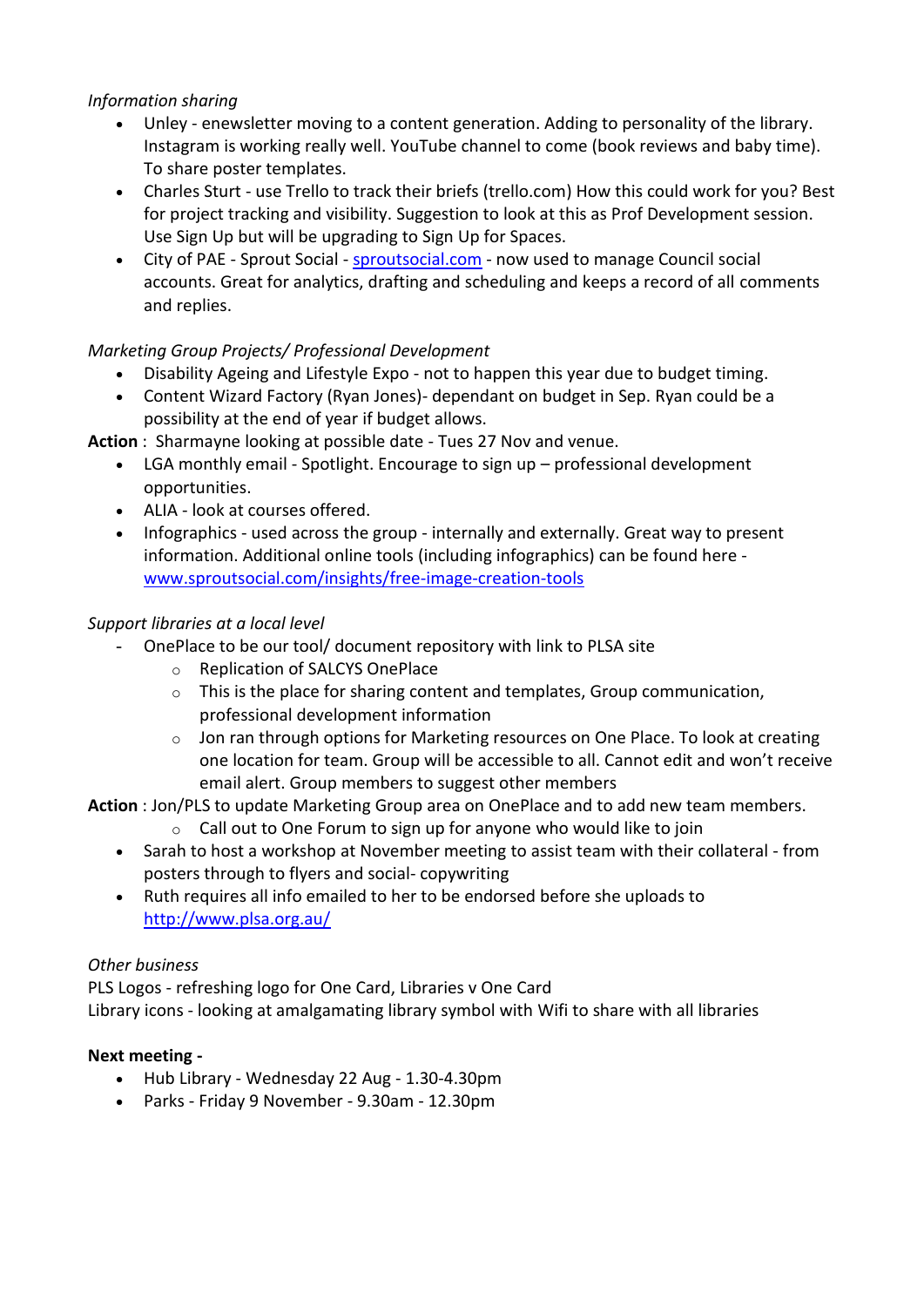*Information sharing*

- Unley - enewsletter moving to a content generation. Adding to personality of the library. Instagram is working really well. YouTube channel to come (book reviews and baby time). To share poster templates.
- Charles Sturt - use Trello to track their briefs (trello.com) How this could work for you? Best for project tracking and visibility. Suggestion to look at this as Prof Development session. Use Sign Up but will be upgrading to Sign Up for Spaces.
- City of PAE - Sprout Social - [sproutsocial.com](sproutsocial.com) - now used to manage Council social accounts. Great for analytics, drafting and scheduling and keeps a record of all comments and replies.

*Marketing Group Projects/ Professional Development*

- Disability Ageing and Lifestyle Expo - not to happen this year due to budget timing.
- Content Wizard Factory (Ryan Jones)- dependant on budget in Sep. Ryan could be a possibility at the end of year if budget allows.

**Action** : Sharmayne looking at possible date - Tues 27 Nov and venue.

- LGA monthly email - Spotlight. Encourage to sign up – professional development opportunities.
- ALIA - look at courses offered.
- Infographics - used across the group - internally and externally. Great way to present information. Additional online tools (including infographics) can be found here - [www.sproutsocial.com/insights/free-image-creation-tools](www.sproutsocial.com/insights/free-image-creation-tools)

*Support libraries at a local level*

- OnePlace to be our tool/ document repository with link to PLSA site
  - Replication of SALCYS OnePlace
  - This is the place for sharing content and templates, Group communication, professional development information
  - Jon ran through options for Marketing resources on One Place. To look at creating one location for team. Group will be accessible to all. Cannot edit and won't receive email alert. Group members to suggest other members

**Action** : Jon/PLS to update Marketing Group area on OnePlace and to add new team members.

  - Call out to One Forum to sign up for anyone who would like to join

- Sarah to host a workshop at November meeting to assist team with their collateral - from posters through to flyers and social- copywriting
- Ruth requires all info emailed to her to be endorsed before she uploads to [http://www.plsa.org.au/](http://www.plsa.org.au/)

*Other business*

PLS Logos - refreshing logo for One Card, Libraries v One Card
Library icons - looking at amalgamating library symbol with Wifi to share with all libraries

**Next meeting -**

- Hub Library - Wednesday 22 Aug - 1.30-4.30pm
- Parks - Friday 9 November - 9.30am - 12.30pm